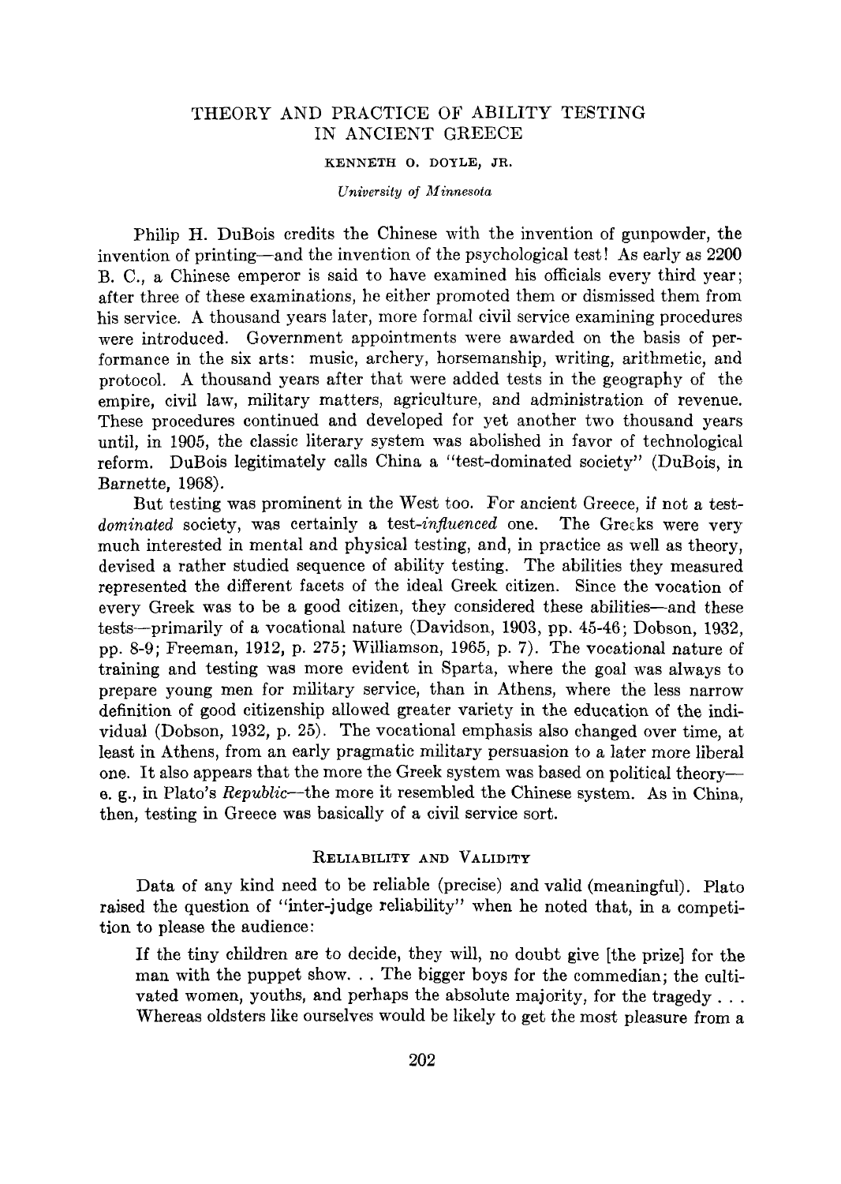# THEORY AND PRACTICE OF ABILITY TESTING IN ANCIENT GREECE

KENNETH O. DOYLE, JR.

*University of Minnesota*

Philip H. DuBois credits the Chinese with the invention of gunpowder, the invention of printing—and the invention of the psychological test! As early as 2200 B. C., a Chinese emperor is said to have examined his officials every third year; after three of these examinations, he either promoted them or dismissed them from his service. A thousand years later, more formal civil service examining procedures were introduced. Government appointments were awarded on the basis of performance in the six arts: music, archery, horsemanship, writing, arithmetic, and protocol. A thousand years after that were added tests in the geography of the empire, civil law, military matters, agriculture, and administration of revenue. These procedures continued and developed for yet another two thousand years until, in 1905, the classic literary system was abolished in favor of technological reform. DuBois legitimately calls China a "test-dominated society" (DuBois, in Barnette, 1968).

But testing was prominent in the West too. For ancient Greece, if not a test-*dominated* society, was certainly a test-*influenced* one. The Greeks were very much interested in mental and physical testing, and, in practice as well as theory, devised a rather studied sequence of ability testing. The abilities they measured represented the different facets of the ideal Greek citizen. Since the vocation of every Greek was to be a good citizen, they considered these abilities—and these tests—primarily of a vocational nature (Davidson, 1903, pp. 45-46; Dobson, 1932, pp. 8-9; Freeman, 1912, p. 275; Williamson, 1965, p. 7). The vocational nature of training and testing was more evident in Sparta, where the goal was always to prepare young men for military service, than in Athens, where the less narrow definition of good citizenship allowed greater variety in the education of the individual (Dobson, 1932, p. 25). The vocational emphasis also changed over time, at least in Athens, from an early pragmatic military persuasion to a later more liberal one. It also appears that the more the Greek system was based on political theory—e. g., in Plato's *Republic*—the more it resembled the Chinese system. As in China, then, testing in Greece was basically of a civil service sort.

## RELIABILITY AND VALIDITY

Data of any kind need to be reliable (precise) and valid (meaningful). Plato raised the question of "inter-judge reliability" when he noted that, in a competition to please the audience:

> If the tiny children are to decide, they will, no doubt give [the prize] for the man with the puppet show. . . The bigger boys for the commedian; the cultivated women, youths, and perhaps the absolute majority, for the tragedy . . . Whereas oldsters like ourselves would be likely to get the most pleasure from a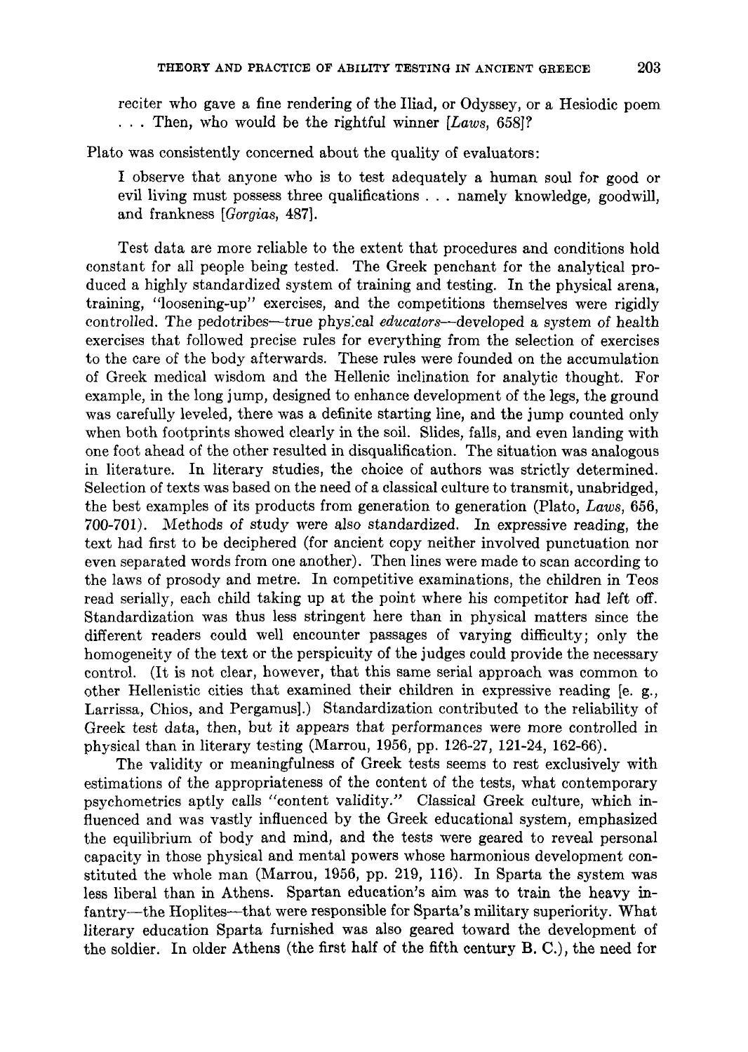> reciter who gave a fine rendering of the Iliad, or Odyssey, or a Hesiodic poem . . . Then, who would be the rightful winner [*Laws*, 658]?

Plato was consistently concerned about the quality of evaluators:

> I observe that anyone who is to test adequately a human soul for good or evil living must possess three qualifications . . . namely knowledge, goodwill, and frankness [*Gorgias*, 487].

Test data are more reliable to the extent that procedures and conditions hold constant for all people being tested. The Greek penchant for the analytical produced a highly standardized system of training and testing. In the physical arena, training, "loosening-up" exercises, and the competitions themselves were rigidly controlled. The pedotribes—true physical *educators*—developed a system of health exercises that followed precise rules for everything from the selection of exercises to the care of the body afterwards. These rules were founded on the accumulation of Greek medical wisdom and the Hellenic inclination for analytic thought. For example, in the long jump, designed to enhance development of the legs, the ground was carefully leveled, there was a definite starting line, and the jump counted only when both footprints showed clearly in the soil. Slides, falls, and even landing with one foot ahead of the other resulted in disqualification. The situation was analogous in literature. In literary studies, the choice of authors was strictly determined. Selection of texts was based on the need of a classical culture to transmit, unabridged, the best examples of its products from generation to generation (Plato, *Laws*, 656, 700-701). Methods of study were also standardized. In expressive reading, the text had first to be deciphered (for ancient copy neither involved punctuation nor even separated words from one another). Then lines were made to scan according to the laws of prosody and metre. In competitive examinations, the children in Teos read serially, each child taking up at the point where his competitor had left off. Standardization was thus less stringent here than in physical matters since the different readers could well encounter passages of varying difficulty; only the homogeneity of the text or the perspicuity of the judges could provide the necessary control. (It is not clear, however, that this same serial approach was common to other Hellenistic cities that examined their children in expressive reading [e. g., Larrissa, Chios, and Pergamus].) Standardization contributed to the reliability of Greek test data, then, but it appears that performances were more controlled in physical than in literary testing (Marrou, 1956, pp. 126-27, 121-24, 162-66).

The validity or meaningfulness of Greek tests seems to rest exclusively with estimations of the appropriateness of the content of the tests, what contemporary psychometrics aptly calls "content validity." Classical Greek culture, which influenced and was vastly influenced by the Greek educational system, emphasized the equilibrium of body and mind, and the tests were geared to reveal personal capacity in those physical and mental powers whose harmonious development constituted the whole man (Marrou, 1956, pp. 219, 116). In Sparta the system was less liberal than in Athens. Spartan education's aim was to train the heavy infantry—the Hoplites—that were responsible for Sparta's military superiority. What literary education Sparta furnished was also geared toward the development of the soldier. In older Athens (the first half of the fifth century B. C.), the need for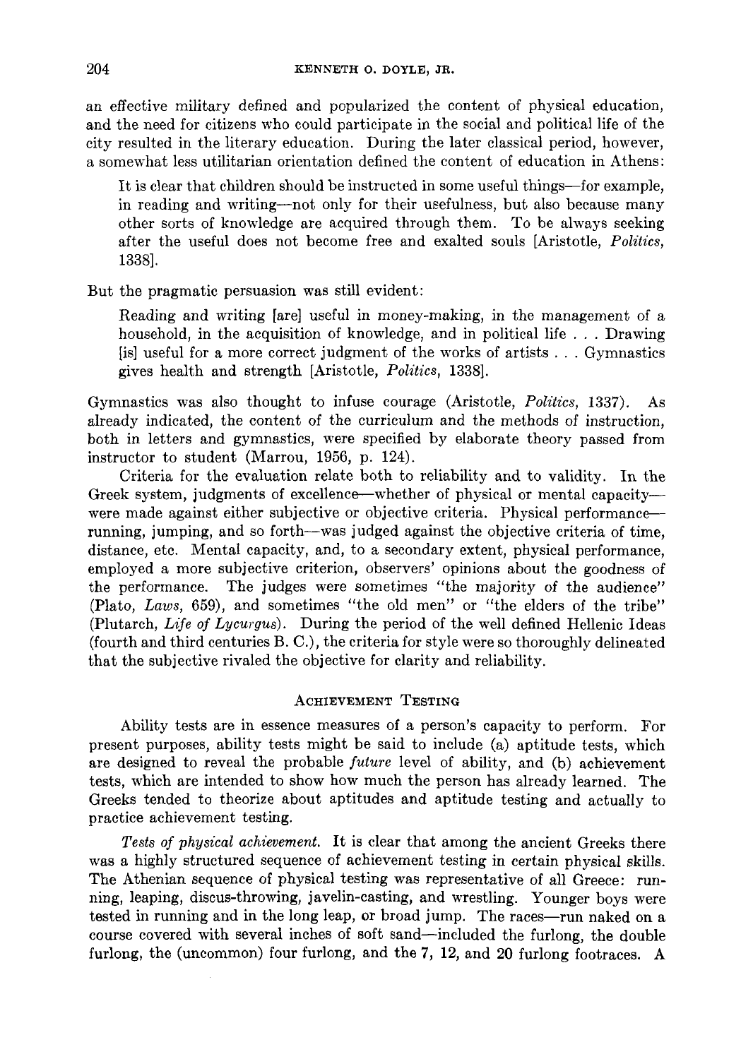an effective military defined and popularized the content of physical education, and the need for citizens who could participate in the social and political life of the city resulted in the literary education. During the later classical period, however, a somewhat less utilitarian orientation defined the content of education in Athens:

> It is clear that children should be instructed in some useful things—for example, in reading and writing—not only for their usefulness, but also because many other sorts of knowledge are acquired through them. To be always seeking after the useful does not become free and exalted souls [Aristotle, *Politics*, 1338].

But the pragmatic persuasion was still evident:

> Reading and writing [are] useful in money-making, in the management of a household, in the acquisition of knowledge, and in political life . . . Drawing [is] useful for a more correct judgment of the works of artists . . . Gymnastics gives health and strength [Aristotle, *Politics*, 1338].

Gymnastics was also thought to infuse courage (Aristotle, *Politics*, 1337). As already indicated, the content of the curriculum and the methods of instruction, both in letters and gymnastics, were specified by elaborate theory passed from instructor to student (Marrou, 1956, p. 124).

Criteria for the evaluation relate both to reliability and to validity. In the Greek system, judgments of excellence—whether of physical or mental capacity—were made against either subjective or objective criteria. Physical performance—running, jumping, and so forth—was judged against the objective criteria of time, distance, etc. Mental capacity, and, to a secondary extent, physical performance, employed a more subjective criterion, observers' opinions about the goodness of the performance. The judges were sometimes "the majority of the audience" (Plato, *Laws*, 659), and sometimes "the old men" or "the elders of the tribe" (Plutarch, *Life of Lycurgus*). During the period of the well defined Hellenic Ideas (fourth and third centuries B. C.), the criteria for style were so thoroughly delineated that the subjective rivaled the objective for clarity and reliability.

## Achievement Testing

Ability tests are in essence measures of a person's capacity to perform. For present purposes, ability tests might be said to include (a) aptitude tests, which are designed to reveal the probable *future* level of ability, and (b) achievement tests, which are intended to show how much the person has already learned. The Greeks tended to theorize about aptitudes and aptitude testing and actually to practice achievement testing.

*Tests of physical achievement.* It is clear that among the ancient Greeks there was a highly structured sequence of achievement testing in certain physical skills. The Athenian sequence of physical testing was representative of all Greece: running, leaping, discus-throwing, javelin-casting, and wrestling. Younger boys were tested in running and in the long leap, or broad jump. The races—run naked on a course covered with several inches of soft sand—included the furlong, the double furlong, the (uncommon) four furlong, and the 7, 12, and 20 furlong footraces. A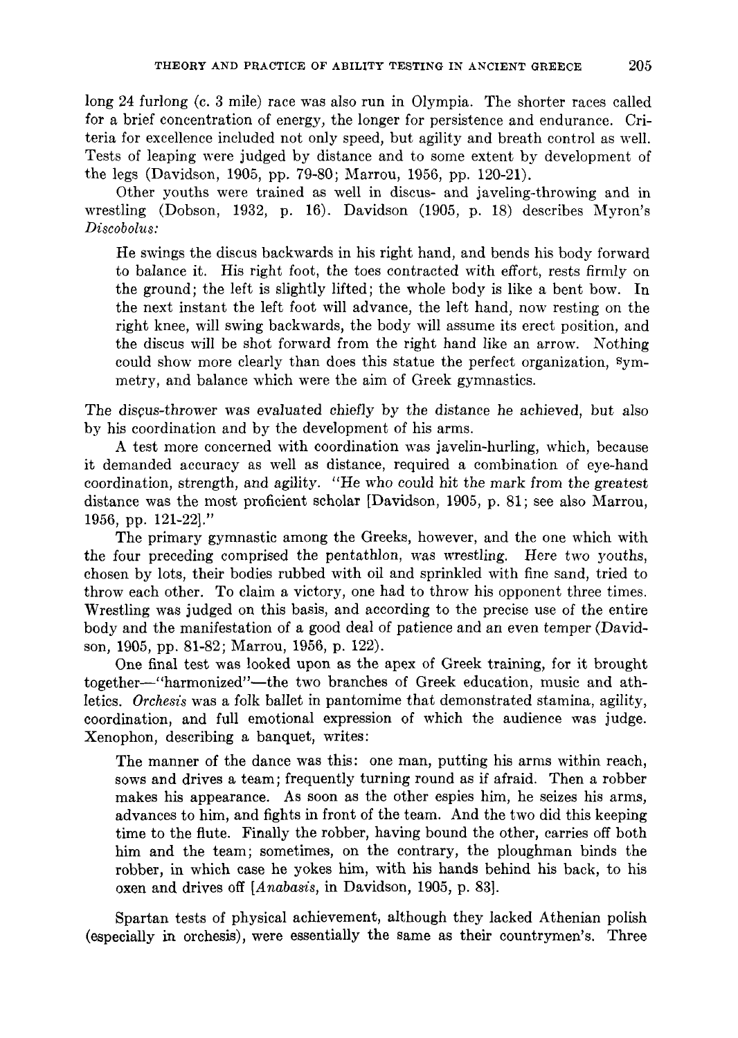long 24 furlong (c. 3 mile) race was also run in Olympia. The shorter races called for a brief concentration of energy, the longer for persistence and endurance. Criteria for excellence included not only speed, but agility and breath control as well. Tests of leaping were judged by distance and to some extent by development of the legs (Davidson, 1905, pp. 79-80; Marrou, 1956, pp. 120-21).

Other youths were trained as well in discus- and javeling-throwing and in wrestling (Dobson, 1932, p. 16). Davidson (1905, p. 18) describes Myron's *Discobolus:*

> He swings the discus backwards in his right hand, and bends his body forward to balance it. His right foot, the toes contracted with effort, rests firmly on the ground; the left is slightly lifted; the whole body is like a bent bow. In the next instant the left foot will advance, the left hand, now resting on the right knee, will swing backwards, the body will assume its erect position, and the discus will be shot forward from the right hand like an arrow. Nothing could show more clearly than does this statue the perfect organization, symmetry, and balance which were the aim of Greek gymnastics.

The disçus-thrower was evaluated chiefly by the distance he achieved, but also by his coordination and by the development of his arms.

A test more concerned with coordination was javelin-hurling, which, because it demanded accuracy as well as distance, required a combination of eye-hand coordination, strength, and agility. "He who could hit the mark from the greatest distance was the most proficient scholar [Davidson, 1905, p. 81; see also Marrou, 1956, pp. 121-22]."

The primary gymnastic among the Greeks, however, and the one which with the four preceding comprised the pentathlon, was wrestling. Here two youths, chosen by lots, their bodies rubbed with oil and sprinkled with fine sand, tried to throw each other. To claim a victory, one had to throw his opponent three times. Wrestling was judged on this basis, and according to the precise use of the entire body and the manifestation of a good deal of patience and an even temper (Davidson, 1905, pp. 81-82; Marrou, 1956, p. 122).

One final test was looked upon as the apex of Greek training, for it brought together—"harmonized"—the two branches of Greek education, music and athletics. *Orchesis* was a folk ballet in pantomime that demonstrated stamina, agility, coordination, and full emotional expression of which the audience was judge. Xenophon, describing a banquet, writes:

> The manner of the dance was this: one man, putting his arms within reach, sows and drives a team; frequently turning round as if afraid. Then a robber makes his appearance. As soon as the other espies him, he seizes his arms, advances to him, and fights in front of the team. And the two did this keeping time to the flute. Finally the robber, having bound the other, carries off both him and the team; sometimes, on the contrary, the ploughman binds the robber, in which case he yokes him, with his hands behind his back, to his oxen and drives off [*Anabasis*, in Davidson, 1905, p. 83].

Spartan tests of physical achievement, although they lacked Athenian polish (especially in orchesis), were essentially the same as their countrymen's. Three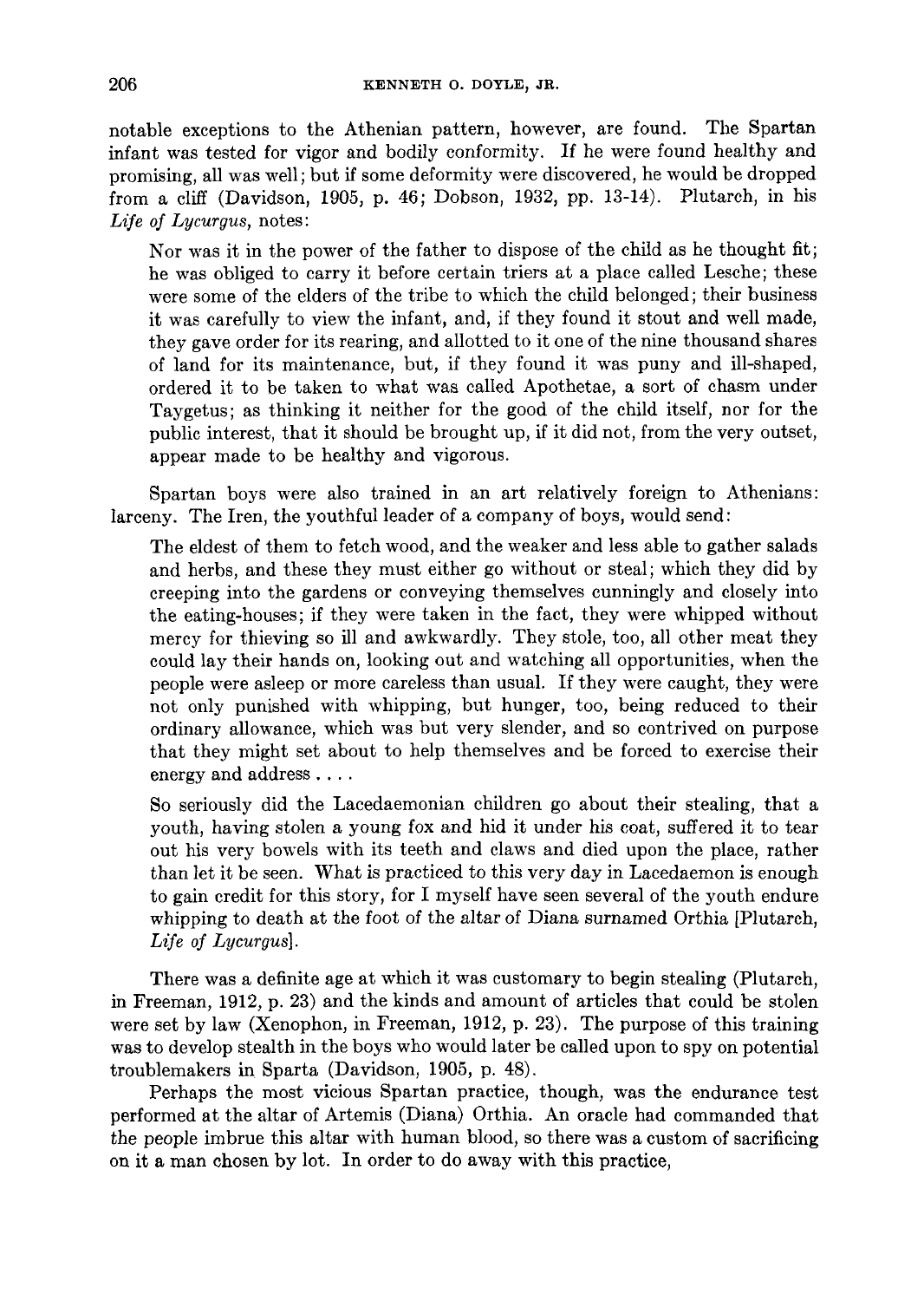notable exceptions to the Athenian pattern, however, are found. The Spartan infant was tested for vigor and bodily conformity. If he were found healthy and promising, all was well; but if some deformity were discovered, he would be dropped from a cliff (Davidson, 1905, p. 46; Dobson, 1932, pp. 13-14). Plutarch, in his *Life of Lycurgus*, notes:

> Nor was it in the power of the father to dispose of the child as he thought fit; he was obliged to carry it before certain triers at a place called Lesche; these were some of the elders of the tribe to which the child belonged; their business it was carefully to view the infant, and, if they found it stout and well made, they gave order for its rearing, and allotted to it one of the nine thousand shares of land for its maintenance, but, if they found it was puny and ill-shaped, ordered it to be taken to what was called Apothetae, a sort of chasm under Taygetus; as thinking it neither for the good of the child itself, nor for the public interest, that it should be brought up, if it did not, from the very outset, appear made to be healthy and vigorous.

Spartan boys were also trained in an art relatively foreign to Athenians: larceny. The Iren, the youthful leader of a company of boys, would send:

> The eldest of them to fetch wood, and the weaker and less able to gather salads and herbs, and these they must either go without or steal; which they did by creeping into the gardens or conveying themselves cunningly and closely into the eating-houses; if they were taken in the fact, they were whipped without mercy for thieving so ill and awkwardly. They stole, too, all other meat they could lay their hands on, looking out and watching all opportunities, when the people were asleep or more careless than usual. If they were caught, they were not only punished with whipping, but hunger, too, being reduced to their ordinary allowance, which was but very slender, and so contrived on purpose that they might set about to help themselves and be forced to exercise their energy and address . . . .
>
> So seriously did the Lacedaemonian children go about their stealing, that a youth, having stolen a young fox and hid it under his coat, suffered it to tear out his very bowels with its teeth and claws and died upon the place, rather than let it be seen. What is practiced to this very day in Lacedaemon is enough to gain credit for this story, for I myself have seen several of the youth endure whipping to death at the foot of the altar of Diana surnamed Orthia [Plutarch, *Life of Lycurgus*].

There was a definite age at which it was customary to begin stealing (Plutarch, in Freeman, 1912, p. 23) and the kinds and amount of articles that could be stolen were set by law (Xenophon, in Freeman, 1912, p. 23). The purpose of this training was to develop stealth in the boys who would later be called upon to spy on potential troublemakers in Sparta (Davidson, 1905, p. 48).

Perhaps the most vicious Spartan practice, though, was the endurance test performed at the altar of Artemis (Diana) Orthia. An oracle had commanded that the people imbrue this altar with human blood, so there was a custom of sacrificing on it a man chosen by lot. In order to do away with this practice,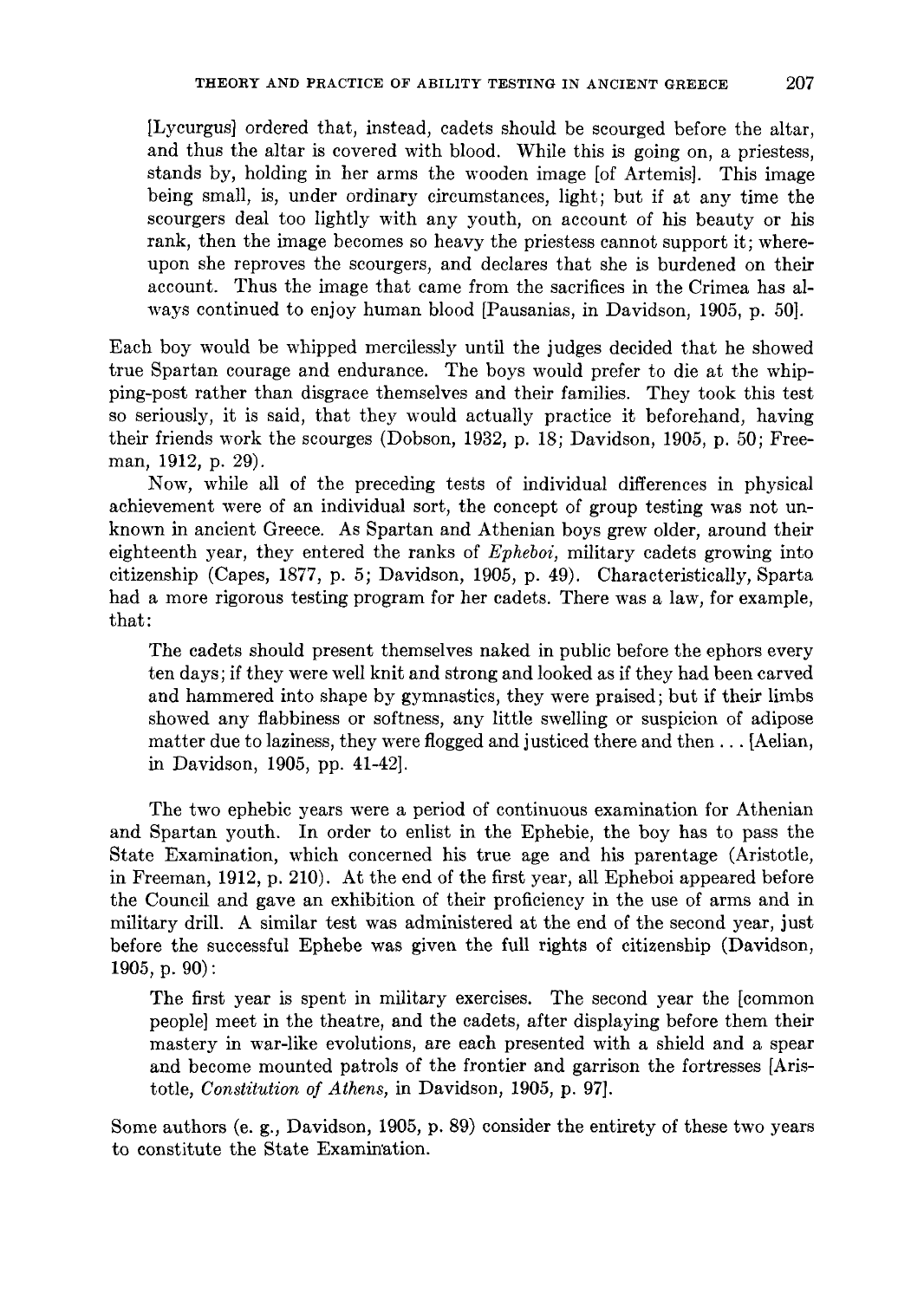[Lycurgus] ordered that, instead, cadets should be scourged before the altar, and thus the altar is covered with blood. While this is going on, a priestess, stands by, holding in her arms the wooden image [of Artemis]. This image being small, is, under ordinary circumstances, light; but if at any time the scourgers deal too lightly with any youth, on account of his beauty or his rank, then the image becomes so heavy the priestess cannot support it; whereupon she reproves the scourgers, and declares that she is burdened on their account. Thus the image that came from the sacrifices in the Crimea has always continued to enjoy human blood [Pausanias, in Davidson, 1905, p. 50].

Each boy would be whipped mercilessly until the judges decided that he showed true Spartan courage and endurance. The boys would prefer to die at the whipping-post rather than disgrace themselves and their families. They took this test so seriously, it is said, that they would actually practice it beforehand, having their friends work the scourges (Dobson, 1932, p. 18; Davidson, 1905, p. 50; Freeman, 1912, p. 29).

Now, while all of the preceding tests of individual differences in physical achievement were of an individual sort, the concept of group testing was not unknown in ancient Greece. As Spartan and Athenian boys grew older, around their eighteenth year, they entered the ranks of *Epheboi*, military cadets growing into citizenship (Capes, 1877, p. 5; Davidson, 1905, p. 49). Characteristically, Sparta had a more rigorous testing program for her cadets. There was a law, for example, that:

> The cadets should present themselves naked in public before the ephors every ten days; if they were well knit and strong and looked as if they had been carved and hammered into shape by gymnastics, they were praised; but if their limbs showed any flabbiness or softness, any little swelling or suspicion of adipose matter due to laziness, they were flogged and justiced there and then . . . [Aelian, in Davidson, 1905, pp. 41-42].

The two ephebic years were a period of continuous examination for Athenian and Spartan youth. In order to enlist in the Ephebie, the boy has to pass the State Examination, which concerned his true age and his parentage (Aristotle, in Freeman, 1912, p. 210). At the end of the first year, all Epheboi appeared before the Council and gave an exhibition of their proficiency in the use of arms and in military drill. A similar test was administered at the end of the second year, just before the successful Ephebe was given the full rights of citizenship (Davidson, 1905, p. 90):

> The first year is spent in military exercises. The second year the [common people] meet in the theatre, and the cadets, after displaying before them their mastery in war-like evolutions, are each presented with a shield and a spear and become mounted patrols of the frontier and garrison the fortresses [Aristotle, *Constitution of Athens*, in Davidson, 1905, p. 97].

Some authors (e. g., Davidson, 1905, p. 89) consider the entirety of these two years to constitute the State Examination.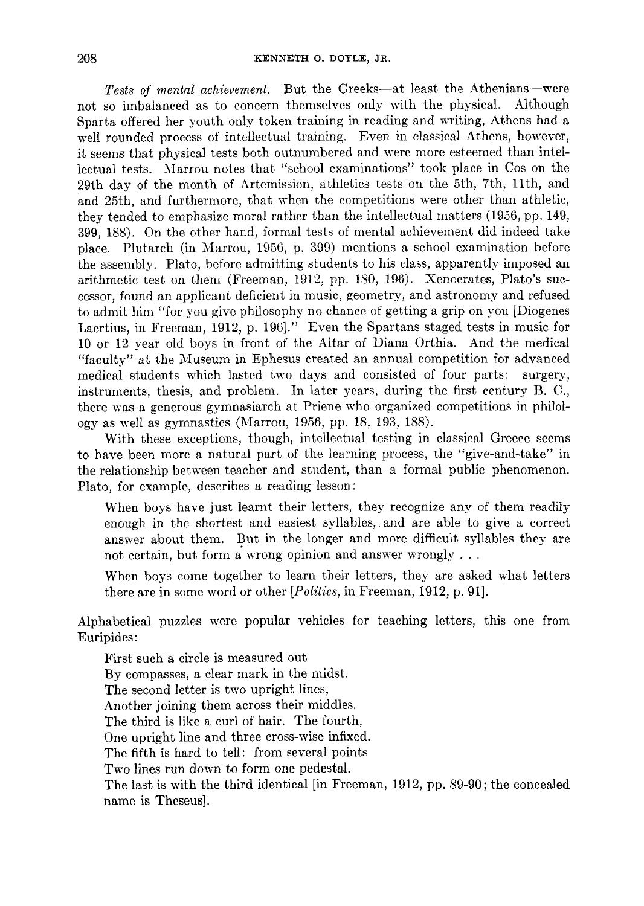*Tests of mental achievement.* But the Greeks—at least the Athenians—were not so imbalanced as to concern themselves only with the physical. Although Sparta offered her youth only token training in reading and writing, Athens had a well rounded process of intellectual training. Even in classical Athens, however, it seems that physical tests both outnumbered and were more esteemed than intellectual tests. Marrou notes that "school examinations" took place in Cos on the 29th day of the month of Artemission, athletics tests on the 5th, 7th, 11th, and and 25th, and furthermore, that when the competitions were other than athletic, they tended to emphasize moral rather than the intellectual matters (1956, pp. 149, 399, 188). On the other hand, formal tests of mental achievement did indeed take place. Plutarch (in Marrou, 1956, p. 399) mentions a school examination before the assembly. Plato, before admitting students to his class, apparently imposed an arithmetic test on them (Freeman, 1912, pp. 180, 196). Xenocrates, Plato's successor, found an applicant deficient in music, geometry, and astronomy and refused to admit him "for you give philosophy no chance of getting a grip on you [Diogenes Laertius, in Freeman, 1912, p. 196]." Even the Spartans staged tests in music for 10 or 12 year old boys in front of the Altar of Diana Orthia. And the medical "faculty" at the Museum in Ephesus created an annual competition for advanced medical students which lasted two days and consisted of four parts: surgery, instruments, thesis, and problem. In later years, during the first century B. C., there was a generous gymnasiarch at Priene who organized competitions in philology as well as gymnastics (Marrou, 1956, pp. 18, 193, 188).

With these exceptions, though, intellectual testing in classical Greece seems to have been more a natural part of the learning process, the "give-and-take" in the relationship between teacher and student, than a formal public phenomenon. Plato, for example, describes a reading lesson:

> When boys have just learnt their letters, they recognize any of them readily enough in the shortest and easiest syllables, and are able to give a correct answer about them. But in the longer and more difficult syllables they are not certain, but form a wrong opinion and answer wrongly . . .
>
> When boys come together to learn their letters, they are asked what letters there are in some word or other [*Politics*, in Freeman, 1912, p. 91].

Alphabetical puzzles were popular vehicles for teaching letters, this one from Euripides:

> First such a circle is measured out
> By compasses, a clear mark in the midst.
> The second letter is two upright lines,
> Another joining them across their middles.
> The third is like a curl of hair. The fourth,
> One upright line and three cross-wise infixed.
> The fifth is hard to tell: from several points
> Two lines run down to form one pedestal.
> The last is with the third identical [in Freeman, 1912, pp. 89-90; the concealed name is Theseus].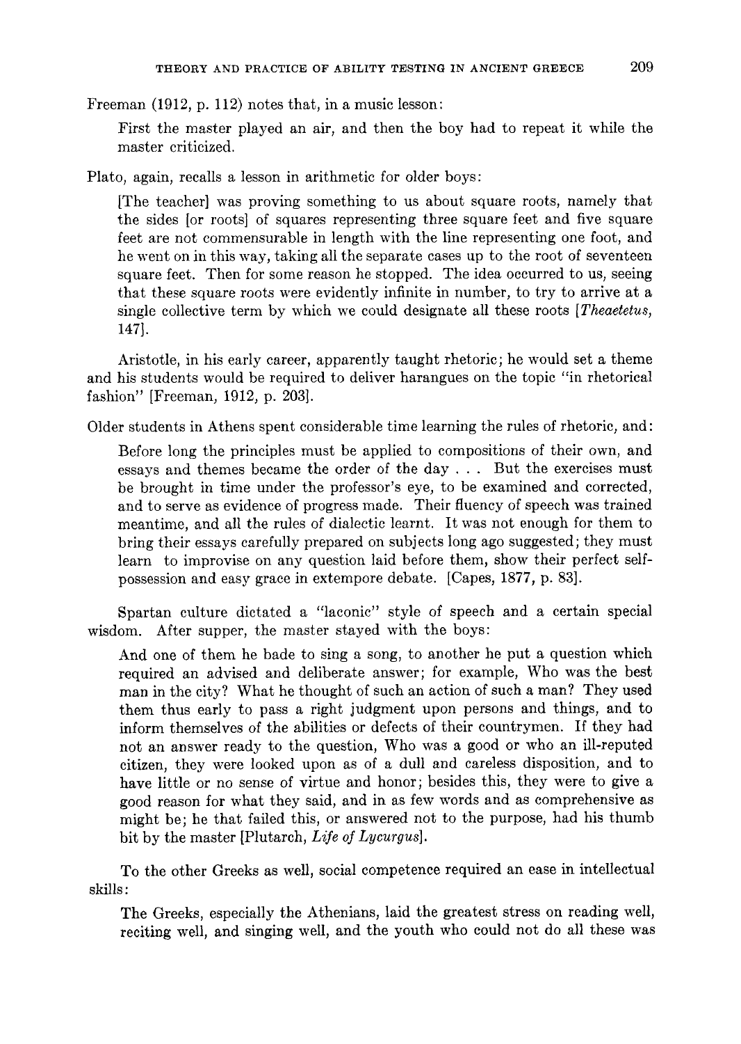Freeman (1912, p. 112) notes that, in a music lesson:

> First the master played an air, and then the boy had to repeat it while the master criticized.

Plato, again, recalls a lesson in arithmetic for older boys:

> [The teacher] was proving something to us about square roots, namely that the sides [or roots] of squares representing three square feet and five square feet are not commensurable in length with the line representing one foot, and he went on in this way, taking all the separate cases up to the root of seventeen square feet. Then for some reason he stopped. The idea occurred to us, seeing that these square roots were evidently infinite in number, to try to arrive at a single collective term by which we could designate all these roots [*Theaetetus*, 147].

Aristotle, in his early career, apparently taught rhetoric; he would set a theme and his students would be required to deliver harangues on the topic "in rhetorical fashion" [Freeman, 1912, p. 203].

Older students in Athens spent considerable time learning the rules of rhetoric, and:

> Before long the principles must be applied to compositions of their own, and essays and themes became the order of the day . . . But the exercises must be brought in time under the professor's eye, to be examined and corrected, and to serve as evidence of progress made. Their fluency of speech was trained meantime, and all the rules of dialectic learnt. It was not enough for them to bring their essays carefully prepared on subjects long ago suggested; they must learn to improvise on any question laid before them, show their perfect self-possession and easy grace in extempore debate. [Capes, 1877, p. 83].

Spartan culture dictated a "laconic" style of speech and a certain special wisdom. After supper, the master stayed with the boys:

> And one of them he bade to sing a song, to another he put a question which required an advised and deliberate answer; for example, Who was the best man in the city? What he thought of such an action of such a man? They used them thus early to pass a right judgment upon persons and things, and to inform themselves of the abilities or defects of their countrymen. If they had not an answer ready to the question, Who was a good or who an ill-reputed citizen, they were looked upon as of a dull and careless disposition, and to have little or no sense of virtue and honor; besides this, they were to give a good reason for what they said, and in as few words and as comprehensive as might be; he that failed this, or answered not to the purpose, had his thumb bit by the master [Plutarch, *Life of Lycurgus*].

To the other Greeks as well, social competence required an ease in intellectual skills:

> The Greeks, especially the Athenians, laid the greatest stress on reading well, reciting well, and singing well, and the youth who could not do all these was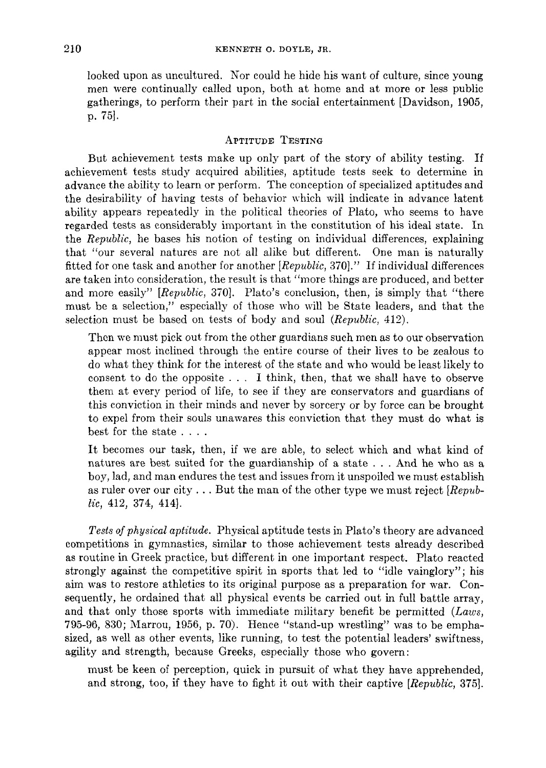looked upon as uncultured. Nor could he hide his want of culture, since young men were continually called upon, both at home and at more or less public gatherings, to perform their part in the social entertainment [Davidson, 1905, p. 75].

## Aptitude Testing

But achievement tests make up only part of the story of ability testing. If achievement tests study acquired abilities, aptitude tests seek to determine in advance the ability to learn or perform. The conception of specialized aptitudes and the desirability of having tests of behavior which will indicate in advance latent ability appears repeatedly in the political theories of Plato, who seems to have regarded tests as considerably important in the constitution of his ideal state. In the *Republic*, he bases his notion of testing on individual differences, explaining that "our several natures are not all alike but different. One man is naturally fitted for one task and another for another [*Republic*, 370]." If individual differences are taken into consideration, the result is that "more things are produced, and better and more easily" [*Republic*, 370]. Plato's conclusion, then, is simply that "there must be a selection," especially of those who will be State leaders, and that the selection must be based on tests of body and soul (*Republic*, 412).

> Then we must pick out from the other guardians such men as to our observation appear most inclined through the entire course of their lives to be zealous to do what they think for the interest of the state and who would be least likely to consent to do the opposite . . . I think, then, that we shall have to observe them at every period of life, to see if they are conservators and guardians of this conviction in their minds and never by sorcery or by force can be brought to expel from their souls unawares this conviction that they must do what is best for the state . . . .
>
> It becomes our task, then, if we are able, to select which and what kind of natures are best suited for the guardianship of a state . . . And he who as a boy, lad, and man endures the test and issues from it unspoiled we must establish as ruler over our city . . . But the man of the other type we must reject [*Republic*, 412, 374, 414].

*Tests of physical aptitude.* Physical aptitude tests in Plato's theory are advanced competitions in gymnastics, similar to those achievement tests already described as routine in Greek practice, but different in one important respect. Plato reacted strongly against the competitive spirit in sports that led to "idle vainglory"; his aim was to restore athletics to its original purpose as a preparation for war. Consequently, he ordained that all physical events be carried out in full battle array, and that only those sports with immediate military benefit be permitted (*Laws*, 795-96, 830; Marrou, 1956, p. 70). Hence "stand-up wrestling" was to be emphasized, as well as other events, like running, to test the potential leaders' swiftness, agility and strength, because Greeks, especially those who govern:

> must be keen of perception, quick in pursuit of what they have apprehended, and strong, too, if they have to fight it out with their captive [*Republic*, 375].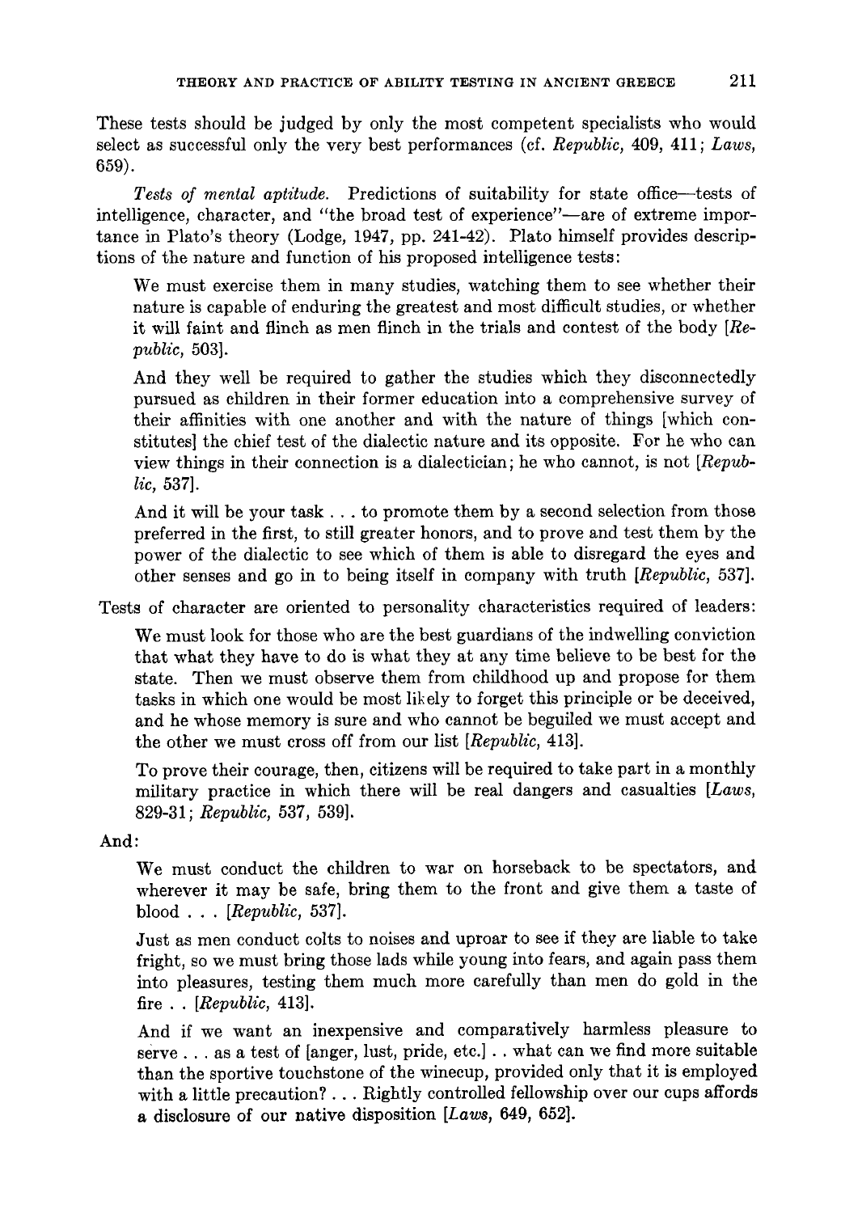These tests should be judged by only the most competent specialists who would select as successful only the very best performances (cf. *Republic*, 409, 411; *Laws*, 659).

*Tests of mental aptitude.* Predictions of suitability for state office—tests of intelligence, character, and "the broad test of experience"—are of extreme importance in Plato's theory (Lodge, 1947, pp. 241-42). Plato himself provides descriptions of the nature and function of his proposed intelligence tests:

> We must exercise them in many studies, watching them to see whether their nature is capable of enduring the greatest and most difficult studies, or whether it will faint and flinch as men flinch in the trials and contest of the body [*Republic*, 503].
>
> And they well be required to gather the studies which they disconnectedly pursued as children in their former education into a comprehensive survey of their affinities with one another and with the nature of things [which constitutes] the chief test of the dialectic nature and its opposite. For he who can view things in their connection is a dialectician; he who cannot, is not [*Republic*, 537].
>
> And it will be your task . . . to promote them by a second selection from those preferred in the first, to still greater honors, and to prove and test them by the power of the dialectic to see which of them is able to disregard the eyes and other senses and go in to being itself in company with truth [*Republic*, 537].

Tests of character are oriented to personality characteristics required of leaders:

> We must look for those who are the best guardians of the indwelling conviction that what they have to do is what they at any time believe to be best for the state. Then we must observe them from childhood up and propose for them tasks in which one would be most likely to forget this principle or be deceived, and he whose memory is sure and who cannot be beguiled we must accept and the other we must cross off from our list [*Republic*, 413].
>
> To prove their courage, then, citizens will be required to take part in a monthly military practice in which there will be real dangers and casualties [*Laws*, 829-31; *Republic*, 537, 539].

And:

> We must conduct the children to war on horseback to be spectators, and wherever it may be safe, bring them to the front and give them a taste of blood . . . [*Republic*, 537].
>
> Just as men conduct colts to noises and uproar to see if they are liable to take fright, so we must bring those lads while young into fears, and again pass them into pleasures, testing them much more carefully than men do gold in the fire . . [*Republic*, 413].
>
> And if we want an inexpensive and comparatively harmless pleasure to serve . . . as a test of [anger, lust, pride, etc.] . . what can we find more suitable than the sportive touchstone of the winecup, provided only that it is employed with a little precaution? . . . Rightly controlled fellowship over our cups affords a disclosure of our native disposition [*Laws*, 649, 652].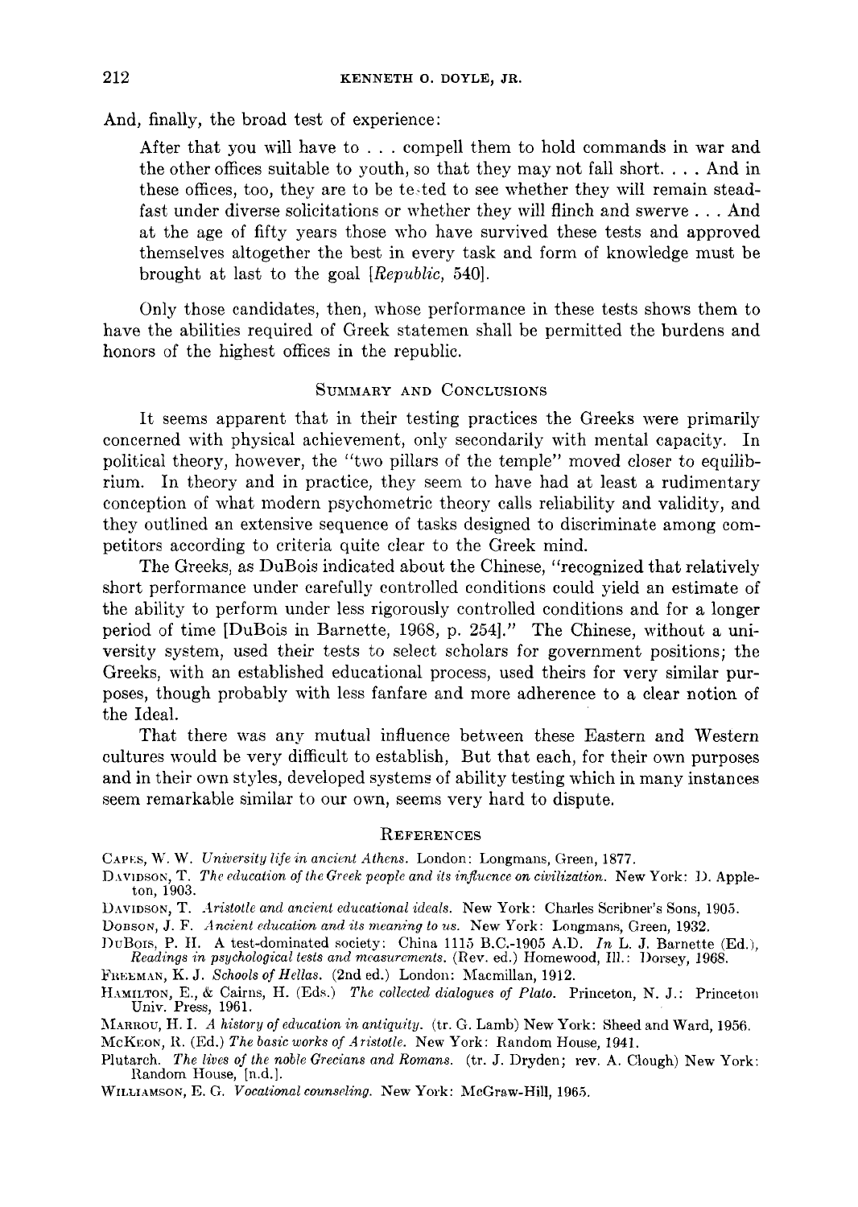And, finally, the broad test of experience:

> After that you will have to . . . compell them to hold commands in war and the other offices suitable to youth, so that they may not fall short. . . . And in these offices, too, they are to be tested to see whether they will remain steadfast under diverse solicitations or whether they will flinch and swerve . . . And at the age of fifty years those who have survived these tests and approved themselves altogether the best in every task and form of knowledge must be brought at last to the goal [*Republic*, 540].

Only those candidates, then, whose performance in these tests shows them to have the abilities required of Greek statemen shall be permitted the burdens and honors of the highest offices in the republic.

## Summary and Conclusions

It seems apparent that in their testing practices the Greeks were primarily concerned with physical achievement, only secondarily with mental capacity. In political theory, however, the "two pillars of the temple" moved closer to equilibrium. In theory and in practice, they seem to have had at least a rudimentary conception of what modern psychometric theory calls reliability and validity, and they outlined an extensive sequence of tasks designed to discriminate among competitors according to criteria quite clear to the Greek mind.

The Greeks, as DuBois indicated about the Chinese, "recognized that relatively short performance under carefully controlled conditions could yield an estimate of the ability to perform under less rigorously controlled conditions and for a longer period of time [DuBois in Barnette, 1968, p. 254]." The Chinese, without a university system, used their tests to select scholars for government positions; the Greeks, with an established educational process, used theirs for very similar purposes, though probably with less fanfare and more adherence to a clear notion of the Ideal.

That there was any mutual influence between these Eastern and Western cultures would be very difficult to establish, But that each, for their own purposes and in their own styles, developed systems of ability testing which in many instances seem remarkable similar to our own, seems very hard to dispute.

## References

Capes, W. W. *University life in ancient Athens.* London: Longmans, Green, 1877.

Davidson, T. *The education of the Greek people and its influence on civilization.* New York: D. Appleton, 1903.

Davidson, T. *Aristotle and ancient educational ideals.* New York: Charles Scribner's Sons, 1905.

Dobson, J. F. *Ancient education and its meaning to us.* New York: Longmans, Green, 1932.

DuBois, P. H. A test-dominated society: China 1115 B.C.-1905 A.D. *In* L. J. Barnette (Ed.), *Readings in psychological tests and measurements.* (Rev. ed.) Homewood, Ill.: Dorsey, 1968.

Freeman, K. J. *Schools of Hellas.* (2nd ed.) London: Macmillan, 1912.

Hamilton, E., & Cairns, H. (Eds.) *The collected dialogues of Plato.* Princeton, N. J.: Princeton Univ. Press, 1961.

Marrou, H. I. *A history of education in antiquity.* (tr. G. Lamb) New York: Sheed and Ward, 1956.

McKeon, R. (Ed.) *The basic works of Aristotle.* New York: Random House, 1941.

Plutarch. *The lives of the noble Grecians and Romans.* (tr. J. Dryden; rev. A. Clough) New York: Random House, [n.d.].

Williamson, E. G. *Vocational counseling.* New York: McGraw-Hill, 1965.